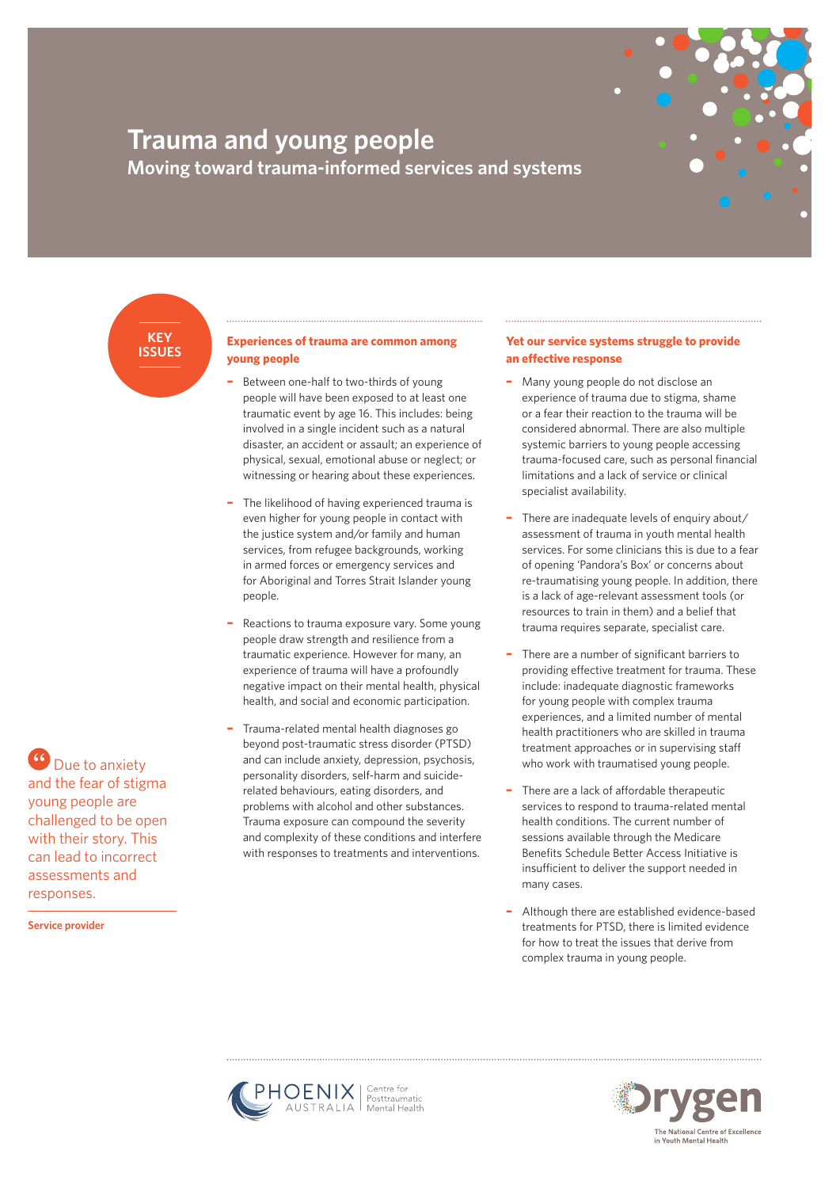# Trauma and young people

## Moving toward trauma-informed services and systems

**KEY ISSUES**

### Experiences of trauma are common among young people

- Between one-half to two-thirds of young people will have been exposed to at least one traumatic event by age 16. This includes: being involved in a single incident such as a natural disaster, an accident or assault; an experience of physical, sexual, emotional abuse or neglect; or witnessing or hearing about these experiences.
- The likelihood of having experienced trauma is even higher for young people in contact with the justice system and/or family and human services, from refugee backgrounds, working in armed forces or emergency services and for Aboriginal and Torres Strait Islander young people.
- Reactions to trauma exposure vary. Some young people draw strength and resilience from a traumatic experience. However for many, an experience of trauma will have a profoundly negative impact on their mental health, physical health, and social and economic participation.
- Trauma-related mental health diagnoses go beyond post-traumatic stress disorder (PTSD) and can include anxiety, depression, psychosis, personality disorders, self-harm and suicide-related behaviours, eating disorders, and problems with alcohol and other substances. Trauma exposure can compound the severity and complexity of these conditions and interfere with responses to treatments and interventions.

### Yet our service systems struggle to provide an effective response

- Many young people do not disclose an experience of trauma due to stigma, shame or a fear their reaction to the trauma will be considered abnormal. There are also multiple systemic barriers to young people accessing trauma-focused care, such as personal financial limitations and a lack of service or clinical specialist availability.
- There are inadequate levels of enquiry about/ assessment of trauma in youth mental health services. For some clinicians this is due to a fear of opening 'Pandora's Box' or concerns about re-traumatising young people. In addition, there is a lack of age-relevant assessment tools (or resources to train in them) and a belief that trauma requires separate, specialist care.
- There are a number of significant barriers to providing effective treatment for trauma. These include: inadequate diagnostic frameworks for young people with complex trauma experiences, and a limited number of mental health practitioners who are skilled in trauma treatment approaches or in supervising staff who work with traumatised young people.
- There are a lack of affordable therapeutic services to respond to trauma-related mental health conditions. The current number of sessions available through the Medicare Benefits Schedule Better Access Initiative is insufficient to deliver the support needed in many cases.
- Although there are established evidence-based treatments for PTSD, there is limited evidence for how to treat the issues that derive from complex trauma in young people.

> "Due to anxiety and the fear of stigma young people are challenged to be open with their story. This can lead to incorrect assessments and responses.
>
> **Service provider**

PHOENIX AUSTRALIA Centre for Posttraumatic Mental Health

Orygen The National Centre of Excellence in Youth Mental Health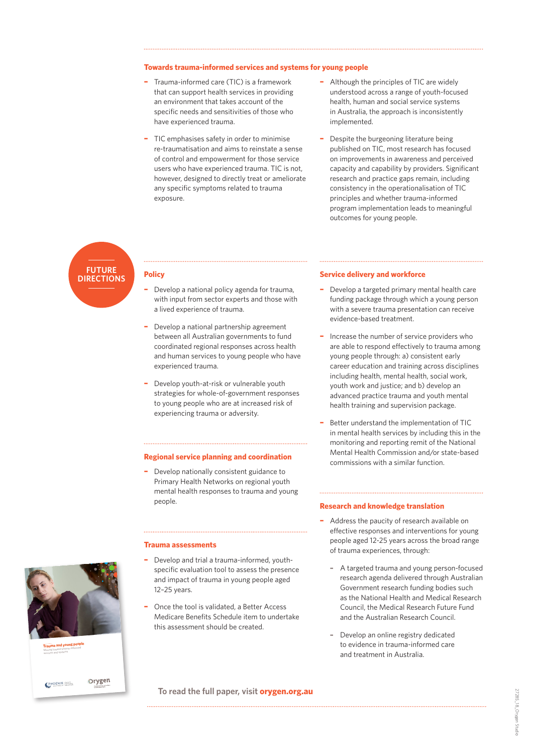## Towards trauma-informed services and systems for young people

- Trauma-informed care (TIC) is a framework that can support health services in providing an environment that takes account of the specific needs and sensitivities of those who have experienced trauma.
- TIC emphasises safety in order to minimise re-traumatisation and aims to reinstate a sense of control and empowerment for those service users who have experienced trauma. TIC is not, however, designed to directly treat or ameliorate any specific symptoms related to trauma exposure.
- Although the principles of TIC are widely understood across a range of youth-focused health, human and social service systems in Australia, the approach is inconsistently implemented.
- Despite the burgeoning literature being published on TIC, most research has focused on improvements in awareness and perceived capacity and capability by providers. Significant research and practice gaps remain, including consistency in the operationalisation of TIC principles and whether trauma-informed program implementation leads to meaningful outcomes for young people.

## FUTURE DIRECTIONS

### Policy

- Develop a national policy agenda for trauma, with input from sector experts and those with a lived experience of trauma.
- Develop a national partnership agreement between all Australian governments to fund coordinated regional responses across health and human services to young people who have experienced trauma.
- Develop youth-at-risk or vulnerable youth strategies for whole-of-government responses to young people who are at increased risk of experiencing trauma or adversity.

### Regional service planning and coordination

- Develop nationally consistent guidance to Primary Health Networks on regional youth mental health responses to trauma and young people.

### Trauma assessments

- Develop and trial a trauma-informed, youth-specific evaluation tool to assess the presence and impact of trauma in young people aged 12–25 years.
- Once the tool is validated, a Better Access Medicare Benefits Schedule item to undertake this assessment should be created.

### Service delivery and workforce

- Develop a targeted primary mental health care funding package through which a young person with a severe trauma presentation can receive evidence-based treatment.
- Increase the number of service providers who are able to respond effectively to trauma among young people through: a) consistent early career education and training across disciplines including health, mental health, social work, youth work and justice; and b) develop an advanced practice trauma and youth mental health training and supervision package.
- Better understand the implementation of TIC in mental health services by including this in the monitoring and reporting remit of the National Mental Health Commission and/or state-based commissions with a similar function.

### Research and knowledge translation

- Address the paucity of research available on effective responses and interventions for young people aged 12-25 years across the broad range of trauma experiences, through:
  - A targeted trauma and young person-focused research agenda delivered through Australian Government research funding bodies such as the National Health and Medical Research Council, the Medical Research Future Fund and the Australian Research Council.
  - Develop an online registry dedicated to evidence in trauma-informed care and treatment in Australia.

To read the full paper, visit **orygen.org.au**